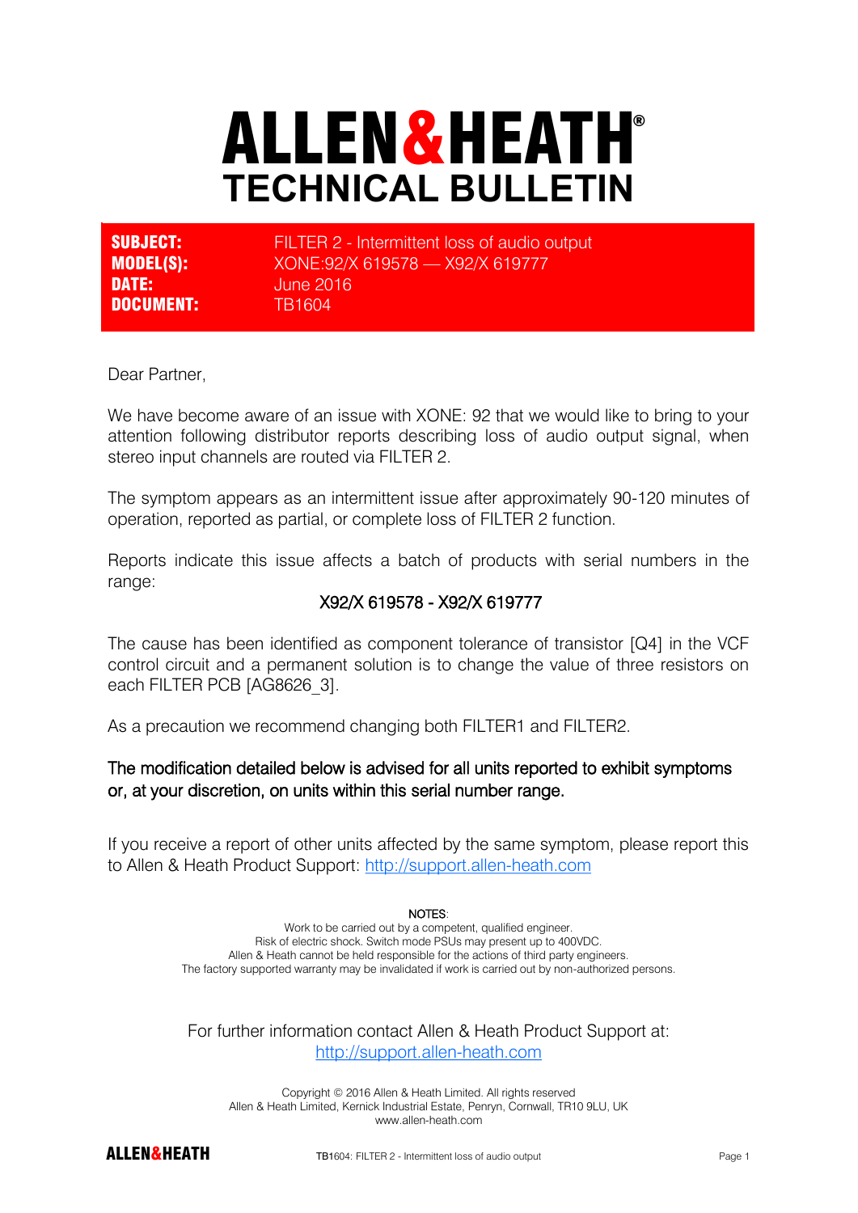# ALLEN&HEATH®
# TECHNICAL BULLETIN

| | |
|---|---|
| **SUBJECT:** | FILTER 2 - Intermittent loss of audio output |
| **MODEL(S):** | XONE:92/X 619578 — X92/X 619777 |
| **DATE:** | June 2016 |
| **DOCUMENT:** | TB1604 |

Dear Partner,

We have become aware of an issue with XONE: 92 that we would like to bring to your attention following distributor reports describing loss of audio output signal, when stereo input channels are routed via FILTER 2.

The symptom appears as an intermittent issue after approximately 90-120 minutes of operation, reported as partial, or complete loss of FILTER 2 function.

Reports indicate this issue affects a batch of products with serial numbers in the range:

X92/X 619578 - X92/X 619777

The cause has been identified as component tolerance of transistor [Q4] in the VCF control circuit and a permanent solution is to change the value of three resistors on each FILTER PCB [AG8626_3].

As a precaution we recommend changing both FILTER1 and FILTER2.

**The modification detailed below is advised for all units reported to exhibit symptoms or, at your discretion, on units within this serial number range.**

If you receive a report of other units affected by the same symptom, please report this to Allen & Heath Product Support: http://support.allen-heath.com

NOTES:
Work to be carried out by a competent, qualified engineer.
Risk of electric shock. Switch mode PSUs may present up to 400VDC.
Allen & Heath cannot be held responsible for the actions of third party engineers.
The factory supported warranty may be invalidated if work is carried out by non-authorized persons.

For further information contact Allen & Heath Product Support at:
http://support.allen-heath.com

Copyright © 2016 Allen & Heath Limited. All rights reserved
Allen & Heath Limited, Kernick Industrial Estate, Penryn, Cornwall, TR10 9LU, UK
www.allen-heath.com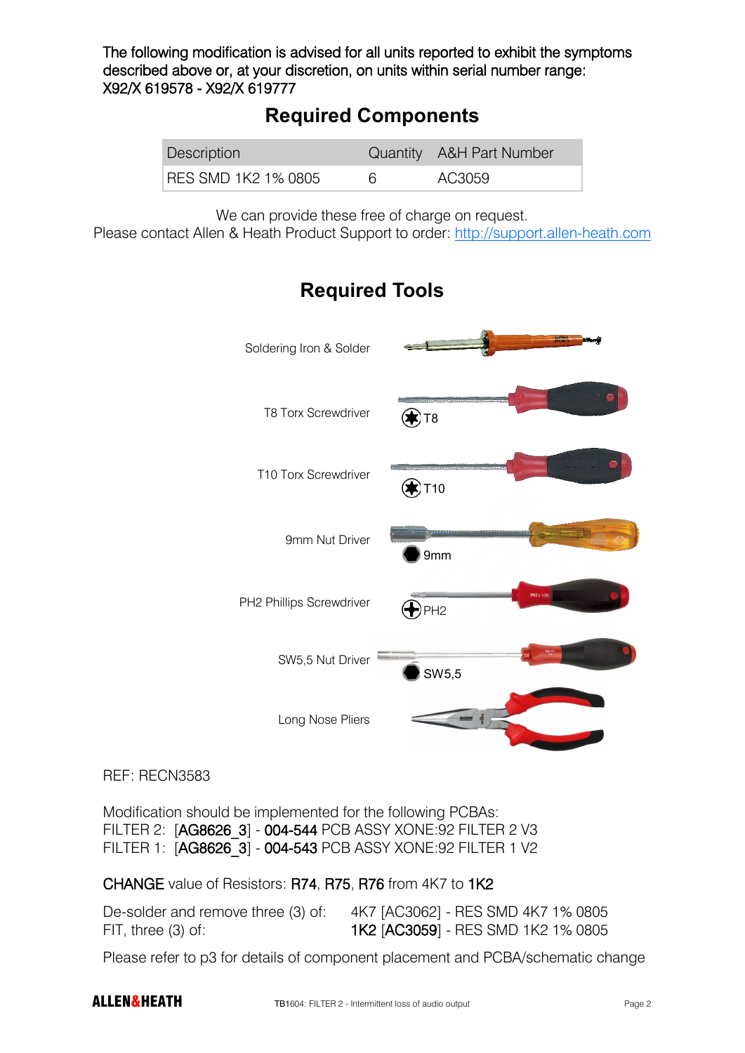The following modification is advised for all units reported to exhibit the symptoms described above or, at your discretion, on units within serial number range:
X92/X 619578 - X92/X 619777

## Required Components

| Description | Quantity | A&H Part Number |
|---|---|---|
| RES SMD 1K2 1% 0805 | 6 | AC3059 |

We can provide these free of charge on request.
Please contact Allen & Heath Product Support to order: http://support.allen-heath.com

## Required Tools

Soldering Iron & Solder

T8 Torx Screwdriver — T8

T10 Torx Screwdriver — T10

9mm Nut Driver — 9mm

PH2 Phillips Screwdriver — PH2

SW5,5 Nut Driver — SW5,5

Long Nose Pliers

REF: RECN3583

Modification should be implemented for the following PCBAs:
FILTER 2: [AG8626_3] - 004-544 PCB ASSY XONE:92 FILTER 2 V3
FILTER 1: [AG8626_3] - 004-543 PCB ASSY XONE:92 FILTER 1 V2

CHANGE value of Resistors: R74, R75, R76 from 4K7 to 1K2

De-solder and remove three (3) of: 4K7 [AC3062] - RES SMD 4K7 1% 0805
FIT, three (3) of: 1K2 [AC3059] - RES SMD 1K2 1% 0805

Please refer to p3 for details of component placement and PCBA/schematic change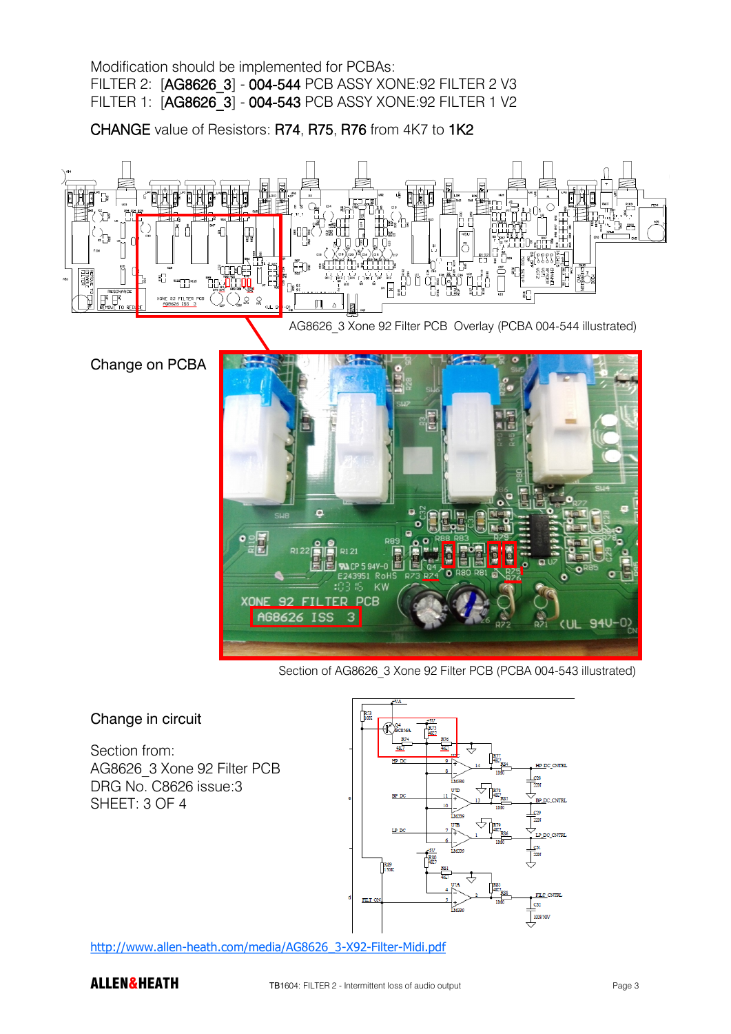Modification should be implemented for PCBAs:
FILTER 2: [AG8626_3] - 004-544 PCB ASSY XONE:92 FILTER 2 V3
FILTER 1: [AG8626_3] - 004-543 PCB ASSY XONE:92 FILTER 1 V2

CHANGE value of Resistors: R74, R75, R76 from 4K7 to 1K2

AG8626_3 Xone 92 Filter PCB Overlay (PCBA 004-544 illustrated)

Change on PCBA

Section of AG8626_3 Xone 92 Filter PCB (PCBA 004-543 illustrated)

Change in circuit

Section from:
AG8626_3 Xone 92 Filter PCB
DRG No. C8626 issue:3
SHEET: 3 OF 4

http://www.allen-heath.com/media/AG8626_3-X92-Filter-Midi.pdf